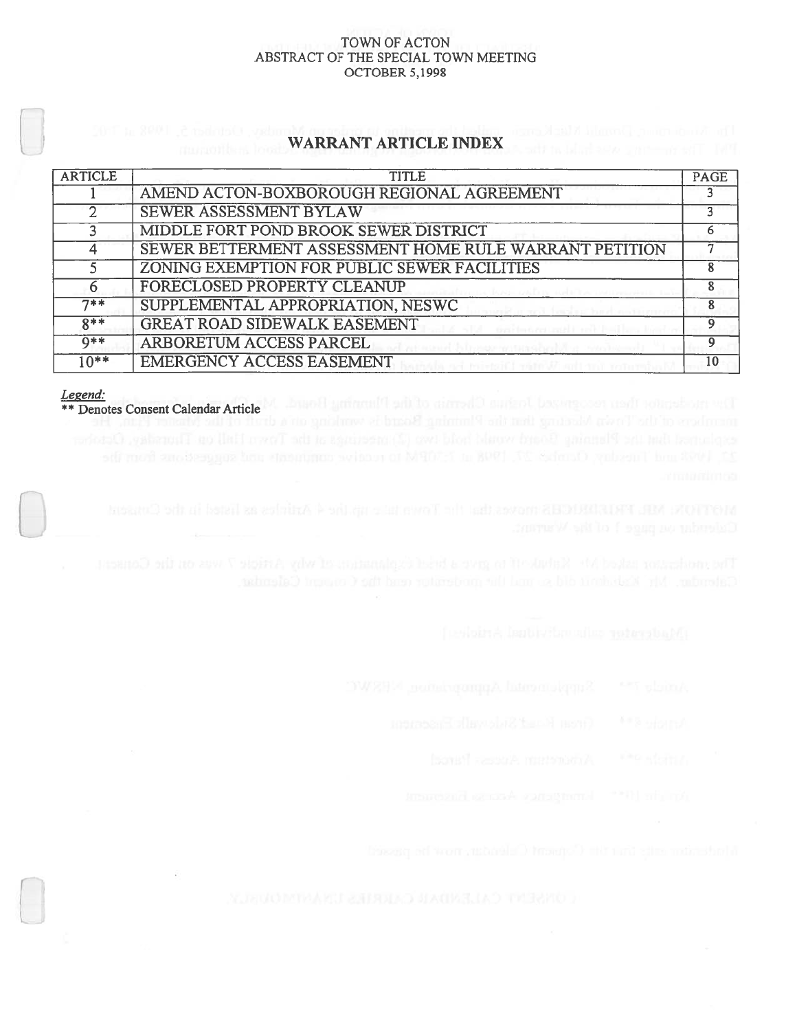TOWN OF ACTON
ABSTRACT OF THE SPECIAL TOWN MEETING
OCTOBER 5,1998

## WARRANT ARTICLE INDEX

| ARTICLE | TITLE | PAGE |
|---|---|---|
| 1 | AMEND ACTON-BOXBOROUGH REGIONAL AGREEMENT | 3 |
| 2 | SEWER ASSESSMENT BYLAW | 3 |
| 3 | MIDDLE FORT POND BROOK SEWER DISTRICT | 6 |
| 4 | SEWER BETTERMENT ASSESSMENT HOME RULE WARRANT PETITION | 7 |
| 5 | ZONING EXEMPTION FOR PUBLIC SEWER FACILITIES | 8 |
| 6 | FORECLOSED PROPERTY CLEANUP | 8 |
| 7** | SUPPLEMENTAL APPROPRIATION, NESWC | 8 |
| 8** | GREAT ROAD SIDEWALK EASEMENT | 9 |
| 9** | ARBORETUM ACCESS PARCEL | 9 |
| 10** | EMERGENCY ACCESS EASEMENT | 10 |

*Legend:*
** Denotes Consent Calendar Article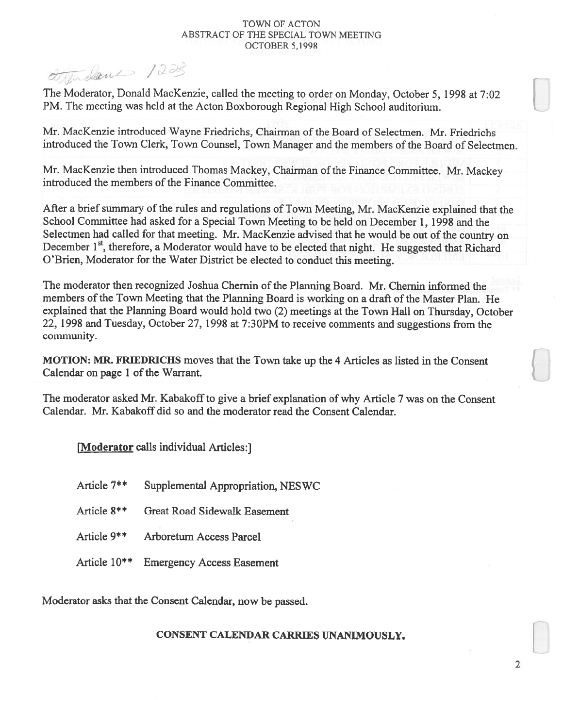TOWN OF ACTON
ABSTRACT OF THE SPECIAL TOWN MEETING
OCTOBER 5,1998

attendance 1223

The Moderator, Donald MacKenzie, called the meeting to order on Monday, October 5, 1998 at 7:02 PM. The meeting was held at the Acton Boxborough Regional High School auditorium.

Mr. MacKenzie introduced Wayne Friedrichs, Chairman of the Board of Selectmen. Mr. Friedrichs introduced the Town Clerk, Town Counsel, Town Manager and the members of the Board of Selectmen.

Mr. MacKenzie then introduced Thomas Mackey, Chairman of the Finance Committee. Mr. Mackey introduced the members of the Finance Committee.

After a brief summary of the rules and regulations of Town Meeting, Mr. MacKenzie explained that the School Committee had asked for a Special Town Meeting to be held on December 1, 1998 and the Selectmen had called for that meeting. Mr. MacKenzie advised that he would be out of the country on December 1st, therefore, a Moderator would have to be elected that night. He suggested that Richard O'Brien, Moderator for the Water District be elected to conduct this meeting.

The moderator then recognized Joshua Chernin of the Planning Board. Mr. Chernin informed the members of the Town Meeting that the Planning Board is working on a draft of the Master Plan. He explained that the Planning Board would hold two (2) meetings at the Town Hall on Thursday, October 22, 1998 and Tuesday, October 27, 1998 at 7:30PM to receive comments and suggestions from the community.

**MOTION: MR. FRIEDRICHS** moves that the Town take up the 4 Articles as listed in the Consent Calendar on page 1 of the Warrant.

The moderator asked Mr. Kabakoff to give a brief explanation of why Article 7 was on the Consent Calendar. Mr. Kabakoff did so and the moderator read the Consent Calendar.

[**Moderator** calls individual Articles:]

Article 7** Supplemental Appropriation, NESWC

Article 8** Great Road Sidewalk Easement

Article 9** Arboretum Access Parcel

Article 10** Emergency Access Easement

Moderator asks that the Consent Calendar, now be passed.

**CONSENT CALENDAR CARRIES UNANIMOUSLY.**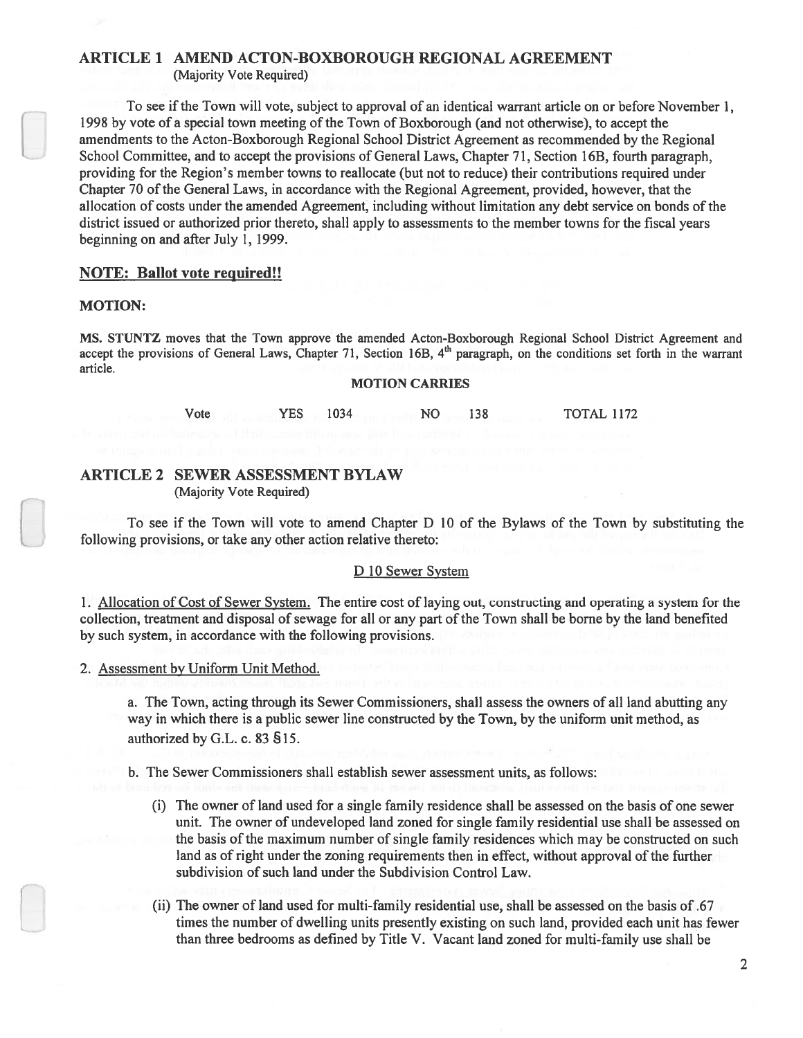## ARTICLE 1 AMEND ACTON-BOXBOROUGH REGIONAL AGREEMENT

(Majority Vote Required)

To see if the Town will vote, subject to approval of an identical warrant article on or before November 1, 1998 by vote of a special town meeting of the Town of Boxborough (and not otherwise), to accept the amendments to the Acton-Boxborough Regional School District Agreement as recommended by the Regional School Committee, and to accept the provisions of General Laws, Chapter 71, Section 16B, fourth paragraph, providing for the Region's member towns to reallocate (but not to reduce) their contributions required under Chapter 70 of the General Laws, in accordance with the Regional Agreement, provided, however, that the allocation of costs under the amended Agreement, including without limitation any debt service on bonds of the district issued or authorized prior thereto, shall apply to assessments to the member towns for the fiscal years beginning on and after July 1, 1999.

**NOTE: Ballot vote required!!**

**MOTION:**

**MS. STUNTZ** moves that the Town approve the amended Acton-Boxborough Regional School District Agreement and accept the provisions of General Laws, Chapter 71, Section 16B, 4th paragraph, on the conditions set forth in the warrant article.

**MOTION CARRIES**

Vote YES 1034 NO 138 TOTAL 1172

## ARTICLE 2 SEWER ASSESSMENT BYLAW

(Majority Vote Required)

To see if the Town will vote to amend Chapter D 10 of the Bylaws of the Town by substituting the following provisions, or take any other action relative thereto:

D 10 Sewer System

1. Allocation of Cost of Sewer System. The entire cost of laying out, constructing and operating a system for the collection, treatment and disposal of sewage for all or any part of the Town shall be borne by the land benefited by such system, in accordance with the following provisions.

2. Assessment by Uniform Unit Method.

   a. The Town, acting through its Sewer Commissioners, shall assess the owners of all land abutting any way in which there is a public sewer line constructed by the Town, by the uniform unit method, as authorized by G.L. c. 83 §15.

   b. The Sewer Commissioners shall establish sewer assessment units, as follows:

      (i) The owner of land used for a single family residence shall be assessed on the basis of one sewer unit. The owner of undeveloped land zoned for single family residential use shall be assessed on the basis of the maximum number of single family residences which may be constructed on such land as of right under the zoning requirements then in effect, without approval of the further subdivision of such land under the Subdivision Control Law.

      (ii) The owner of land used for multi-family residential use, shall be assessed on the basis of .67 times the number of dwelling units presently existing on such land, provided each unit has fewer than three bedrooms as defined by Title V. Vacant land zoned for multi-family use shall be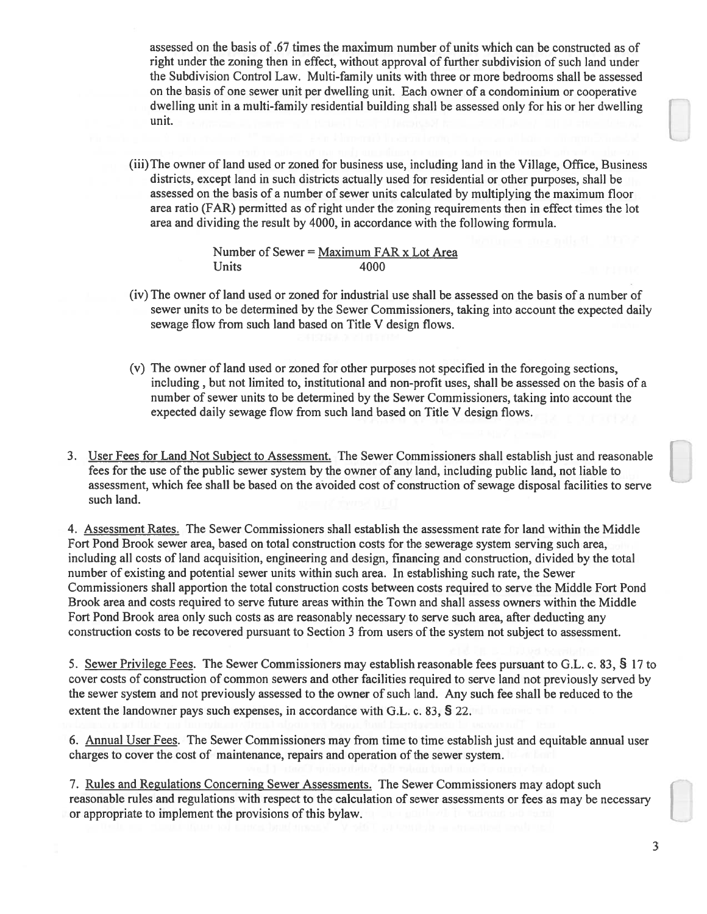assessed on the basis of .67 times the maximum number of units which can be constructed as of right under the zoning then in effect, without approval of further subdivision of such land under the Subdivision Control Law. Multi-family units with three or more bedrooms shall be assessed on the basis of one sewer unit per dwelling unit. Each owner of a condominium or cooperative dwelling unit in a multi-family residential building shall be assessed only for his or her dwelling unit.

(iii) The owner of land used or zoned for business use, including land in the Village, Office, Business districts, except land in such districts actually used for residential or other purposes, shall be assessed on the basis of a number of sewer units calculated by multiplying the maximum floor area ratio (FAR) permitted as of right under the zoning requirements then in effect times the lot area and dividing the result by 4000, in accordance with the following formula.

$$\text{Number of Sewer Units} = \frac{\text{Maximum FAR} \times \text{Lot Area}}{4000}$$

(iv) The owner of land used or zoned for industrial use shall be assessed on the basis of a number of sewer units to be determined by the Sewer Commissioners, taking into account the expected daily sewage flow from such land based on Title V design flows.

(v) The owner of land used or zoned for other purposes not specified in the foregoing sections, including , but not limited to, institutional and non-profit uses, shall be assessed on the basis of a number of sewer units to be determined by the Sewer Commissioners, taking into account the expected daily sewage flow from such land based on Title V design flows.

3. <u>User Fees for Land Not Subject to Assessment.</u> The Sewer Commissioners shall establish just and reasonable fees for the use of the public sewer system by the owner of any land, including public land, not liable to assessment, which fee shall be based on the avoided cost of construction of sewage disposal facilities to serve such land.

4. <u>Assessment Rates.</u> The Sewer Commissioners shall establish the assessment rate for land within the Middle Fort Pond Brook sewer area, based on total construction costs for the sewerage system serving such area, including all costs of land acquisition, engineering and design, financing and construction, divided by the total number of existing and potential sewer units within such area. In establishing such rate, the Sewer Commissioners shall apportion the total construction costs between costs required to serve the Middle Fort Pond Brook area and costs required to serve future areas within the Town and shall assess owners within the Middle Fort Pond Brook area only such costs as are reasonably necessary to serve such area, after deducting any construction costs to be recovered pursuant to Section 3 from users of the system not subject to assessment.

5. <u>Sewer Privilege Fees.</u> The Sewer Commissioners may establish reasonable fees pursuant to G.L. c. 83, § 17 to cover costs of construction of common sewers and other facilities required to serve land not previously served by the sewer system and not previously assessed to the owner of such land. Any such fee shall be reduced to the extent the landowner pays such expenses, in accordance with G.L. c. 83, § 22.

6. <u>Annual User Fees.</u> The Sewer Commissioners may from time to time establish just and equitable annual user charges to cover the cost of maintenance, repairs and operation of the sewer system.

7. <u>Rules and Regulations Concerning Sewer Assessments.</u> The Sewer Commissioners may adopt such reasonable rules and regulations with respect to the calculation of sewer assessments or fees as may be necessary or appropriate to implement the provisions of this bylaw.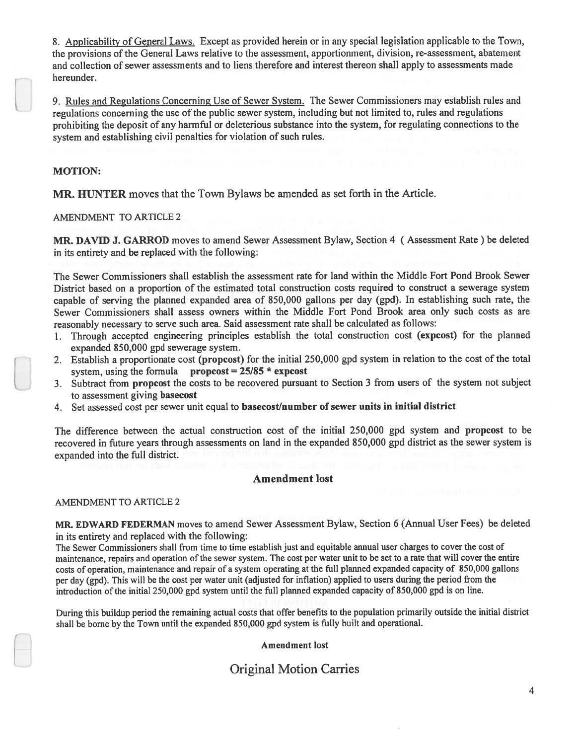8. Applicability of General Laws. Except as provided herein or in any special legislation applicable to the Town, the provisions of the General Laws relative to the assessment, apportionment, division, re-assessment, abatement and collection of sewer assessments and to liens therefore and interest thereon shall apply to assessments made hereunder.

9. Rules and Regulations Concerning Use of Sewer System. The Sewer Commissioners may establish rules and regulations concerning the use of the public sewer system, including but not limited to, rules and regulations prohibiting the deposit of any harmful or deleterious substance into the system, for regulating connections to the system and establishing civil penalties for violation of such rules.

**MOTION:**

**MR. HUNTER** moves that the Town Bylaws be amended as set forth in the Article.

AMENDMENT TO ARTICLE 2

**MR. DAVID J. GARROD** moves to amend Sewer Assessment Bylaw, Section 4 ( Assessment Rate ) be deleted in its entirety and be replaced with the following:

The Sewer Commissioners shall establish the assessment rate for land within the Middle Fort Pond Brook Sewer District based on a proportion of the estimated total construction costs required to construct a sewerage system capable of serving the planned expanded area of 850,000 gallons per day (gpd). In establishing such rate, the Sewer Commissioners shall assess owners within the Middle Fort Pond Brook area only such costs as are reasonably necessary to serve such area. Said assessment rate shall be calculated as follows:

1. Through accepted engineering principles establish the total construction cost **(expcost)** for the planned expanded 850,000 gpd sewerage system.
2. Establish a proportionate cost **(propcost)** for the initial 250,000 gpd system in relation to the cost of the total system, using the formula **propcost = 25/85 * expcost**
3. Subtract from **propcost** the costs to be recovered pursuant to Section 3 from users of the system not subject to assessment giving **basecost**
4. Set assessed cost per sewer unit equal to **basecost/number of sewer units in initial district**

The difference between the actual construction cost of the initial 250,000 gpd system and **propcost** to be recovered in future years through assessments on land in the expanded 850,000 gpd district as the sewer system is expanded into the full district.

**Amendment lost**

AMENDMENT TO ARTICLE 2

**MR. EDWARD FEDERMAN** moves to amend Sewer Assessment Bylaw, Section 6 (Annual User Fees) be deleted in its entirety and replaced with the following:

The Sewer Commissioners shall from time to time establish just and equitable annual user charges to cover the cost of maintenance, repairs and operation of the sewer system. The cost per water unit to be set to a rate that will cover the entire costs of operation, maintenance and repair of a system operating at the full planned expanded capacity of 850,000 gallons per day (gpd). This will be the cost per water unit (adjusted for inflation) applied to users during the period from the introduction of the initial 250,000 gpd system until the full planned expanded capacity of 850,000 gpd is on line.

During this buildup period the remaining actual costs that offer benefits to the population primarily outside the initial district shall be borne by the Town until the expanded 850,000 gpd system is fully built and operational.

**Amendment lost**

Original Motion Carries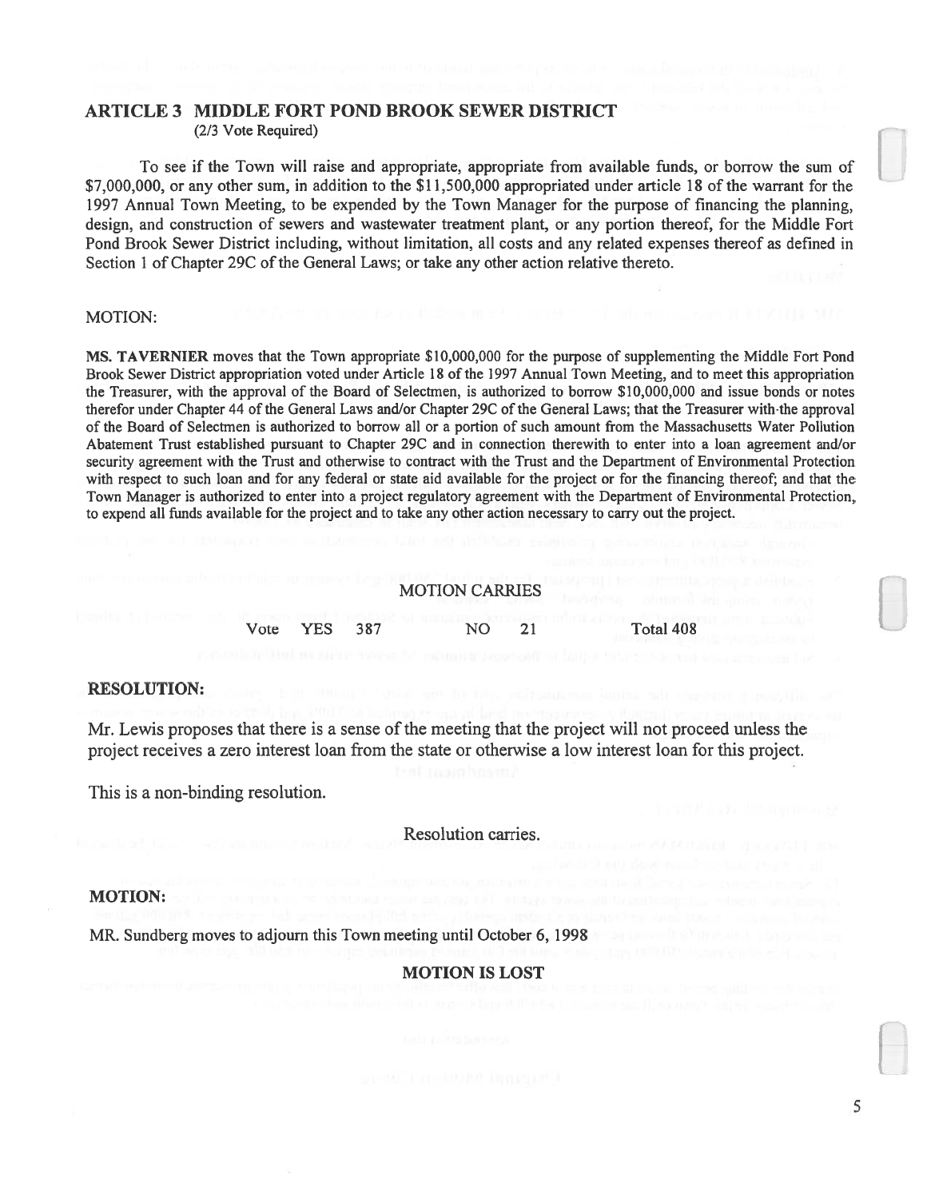## ARTICLE 3 MIDDLE FORT POND BROOK SEWER DISTRICT

(2/3 Vote Required)

To see if the Town will raise and appropriate, appropriate from available funds, or borrow the sum of $7,000,000, or any other sum, in addition to the $11,500,000 appropriated under article 18 of the warrant for the 1997 Annual Town Meeting, to be expended by the Town Manager for the purpose of financing the planning, design, and construction of sewers and wastewater treatment plant, or any portion thereof, for the Middle Fort Pond Brook Sewer District including, without limitation, all costs and any related expenses thereof as defined in Section 1 of Chapter 29C of the General Laws; or take any other action relative thereto.

MOTION:

**MS. TAVERNIER** moves that the Town appropriate $10,000,000 for the purpose of supplementing the Middle Fort Pond Brook Sewer District appropriation voted under Article 18 of the 1997 Annual Town Meeting, and to meet this appropriation the Treasurer, with the approval of the Board of Selectmen, is authorized to borrow $10,000,000 and issue bonds or notes therefor under Chapter 44 of the General Laws and/or Chapter 29C of the General Laws; that the Treasurer with the approval of the Board of Selectmen is authorized to borrow all or a portion of such amount from the Massachusetts Water Pollution Abatement Trust established pursuant to Chapter 29C and in connection therewith to enter into a loan agreement and/or security agreement with the Trust and otherwise to contract with the Trust and the Department of Environmental Protection with respect to such loan and for any federal or state aid available for the project or for the financing thereof; and that the Town Manager is authorized to enter into a project regulatory agreement with the Department of Environmental Protection, to expend all funds available for the project and to take any other action necessary to carry out the project.

MOTION CARRIES

Vote YES 387 NO 21 Total 408

**RESOLUTION:**

Mr. Lewis proposes that there is a sense of the meeting that the project will not proceed unless the project receives a zero interest loan from the state or otherwise a low interest loan for this project.

This is a non-binding resolution.

Resolution carries.

**MOTION:**

MR. Sundberg moves to adjourn this Town meeting until October 6, 1998

**MOTION IS LOST**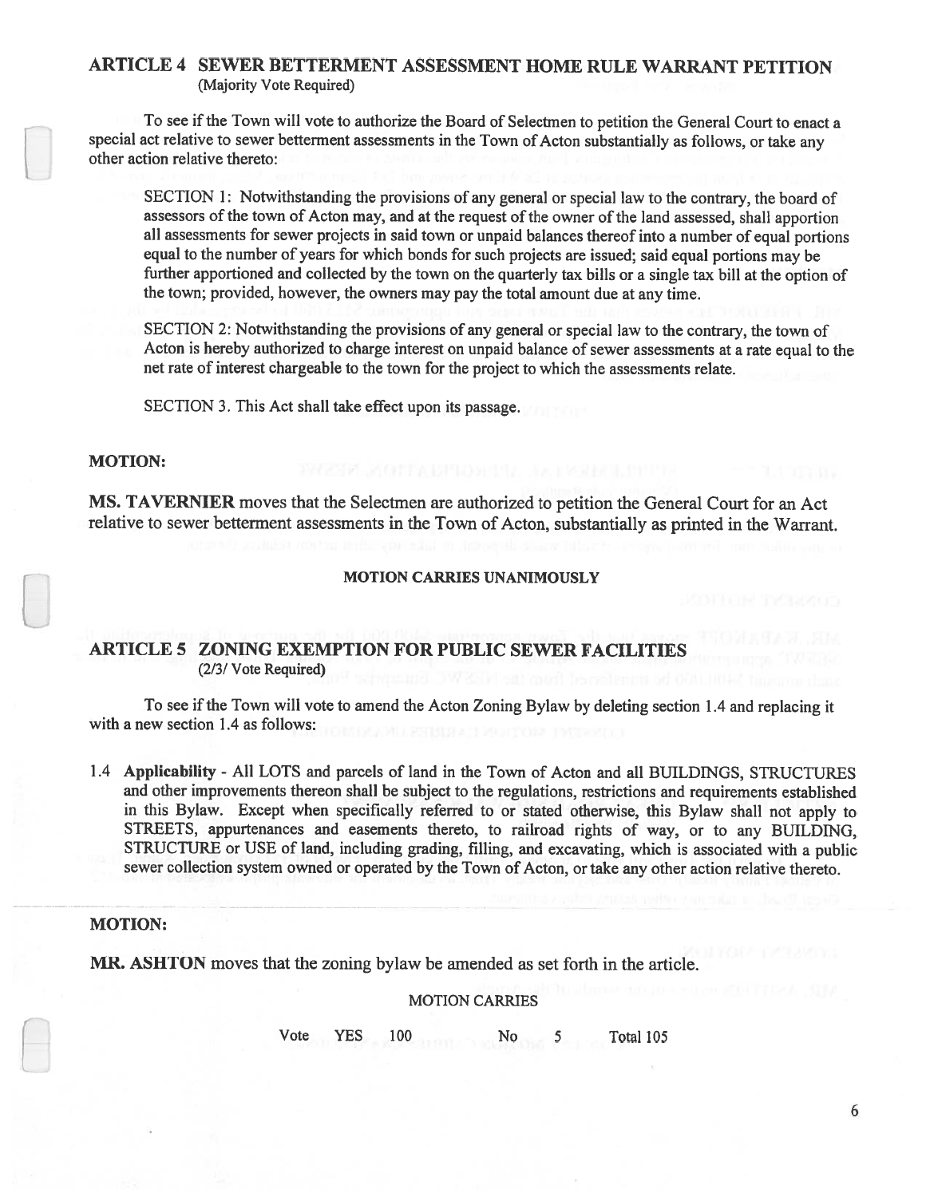## ARTICLE 4 SEWER BETTERMENT ASSESSMENT HOME RULE WARRANT PETITION

(Majority Vote Required)

To see if the Town will vote to authorize the Board of Selectmen to petition the General Court to enact a special act relative to sewer betterment assessments in the Town of Acton substantially as follows, or take any other action relative thereto:

> SECTION 1: Notwithstanding the provisions of any general or special law to the contrary, the board of assessors of the town of Acton may, and at the request of the owner of the land assessed, shall apportion all assessments for sewer projects in said town or unpaid balances thereof into a number of equal portions equal to the number of years for which bonds for such projects are issued; said equal portions may be further apportioned and collected by the town on the quarterly tax bills or a single tax bill at the option of the town; provided, however, the owners may pay the total amount due at any time.
>
> SECTION 2: Notwithstanding the provisions of any general or special law to the contrary, the town of Acton is hereby authorized to charge interest on unpaid balance of sewer assessments at a rate equal to the net rate of interest chargeable to the town for the project to which the assessments relate.
>
> SECTION 3. This Act shall take effect upon its passage.

**MOTION:**

**MS. TAVERNIER** moves that the Selectmen are authorized to petition the General Court for an Act relative to sewer betterment assessments in the Town of Acton, substantially as printed in the Warrant.

**MOTION CARRIES UNANIMOUSLY**

## ARTICLE 5 ZONING EXEMPTION FOR PUBLIC SEWER FACILITIES

(2/3/ Vote Required)

To see if the Town will vote to amend the Acton Zoning Bylaw by deleting section 1.4 and replacing it with a new section 1.4 as follows:

1.4 **Applicability** - All LOTS and parcels of land in the Town of Acton and all BUILDINGS, STRUCTURES and other improvements thereon shall be subject to the regulations, restrictions and requirements established in this Bylaw. Except when specifically referred to or stated otherwise, this Bylaw shall not apply to STREETS, appurtenances and easements thereto, to railroad rights of way, or to any BUILDING, STRUCTURE or USE of land, including grading, filling, and excavating, which is associated with a public sewer collection system owned or operated by the Town of Acton, or take any other action relative thereto.

**MOTION:**

**MR. ASHTON** moves that the zoning bylaw be amended as set forth in the article.

MOTION CARRIES

Vote YES 100 No 5 Total 105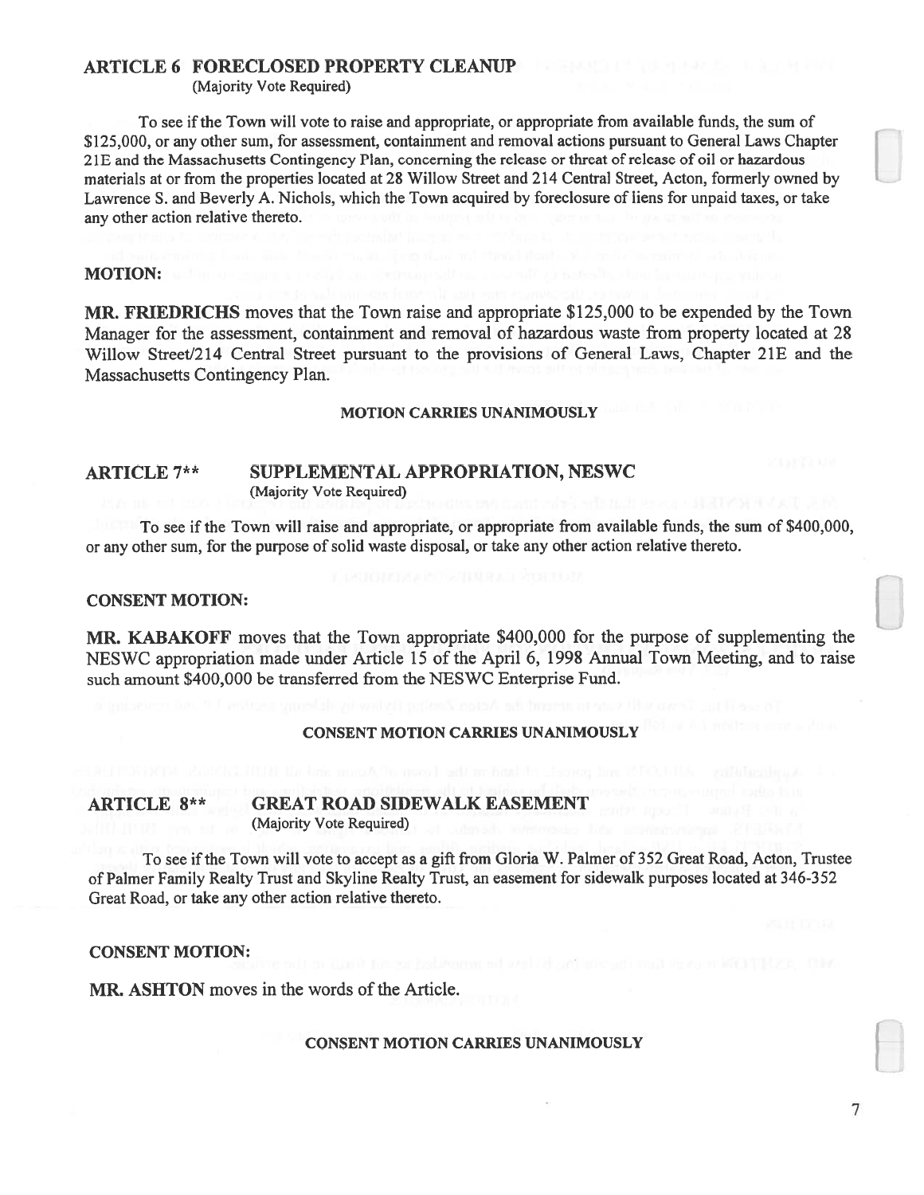## ARTICLE 6 FORECLOSED PROPERTY CLEANUP

(Majority Vote Required)

To see if the Town will vote to raise and appropriate, or appropriate from available funds, the sum of $125,000, or any other sum, for assessment, containment and removal actions pursuant to General Laws Chapter 21E and the Massachusetts Contingency Plan, concerning the release or threat of release of oil or hazardous materials at or from the properties located at 28 Willow Street and 214 Central Street, Acton, formerly owned by Lawrence S. and Beverly A. Nichols, which the Town acquired by foreclosure of liens for unpaid taxes, or take any other action relative thereto.

**MOTION:**

**MR. FRIEDRICHS** moves that the Town raise and appropriate $125,000 to be expended by the Town Manager for the assessment, containment and removal of hazardous waste from property located at 28 Willow Street/214 Central Street pursuant to the provisions of General Laws, Chapter 21E and the Massachusetts Contingency Plan.

**MOTION CARRIES UNANIMOUSLY**

## ARTICLE 7** SUPPLEMENTAL APPROPRIATION, NESWC

(Majority Vote Required)

To see if the Town will raise and appropriate, or appropriate from available funds, the sum of $400,000, or any other sum, for the purpose of solid waste disposal, or take any other action relative thereto.

**CONSENT MOTION:**

**MR. KABAKOFF** moves that the Town appropriate $400,000 for the purpose of supplementing the NESWC appropriation made under Article 15 of the April 6, 1998 Annual Town Meeting, and to raise such amount $400,000 be transferred from the NESWC Enterprise Fund.

**CONSENT MOTION CARRIES UNANIMOUSLY**

## ARTICLE 8** GREAT ROAD SIDEWALK EASEMENT

(Majority Vote Required)

To see if the Town will vote to accept as a gift from Gloria W. Palmer of 352 Great Road, Acton, Trustee of Palmer Family Realty Trust and Skyline Realty Trust, an easement for sidewalk purposes located at 346-352 Great Road, or take any other action relative thereto.

**CONSENT MOTION:**

**MR. ASHTON** moves in the words of the Article.

**CONSENT MOTION CARRIES UNANIMOUSLY**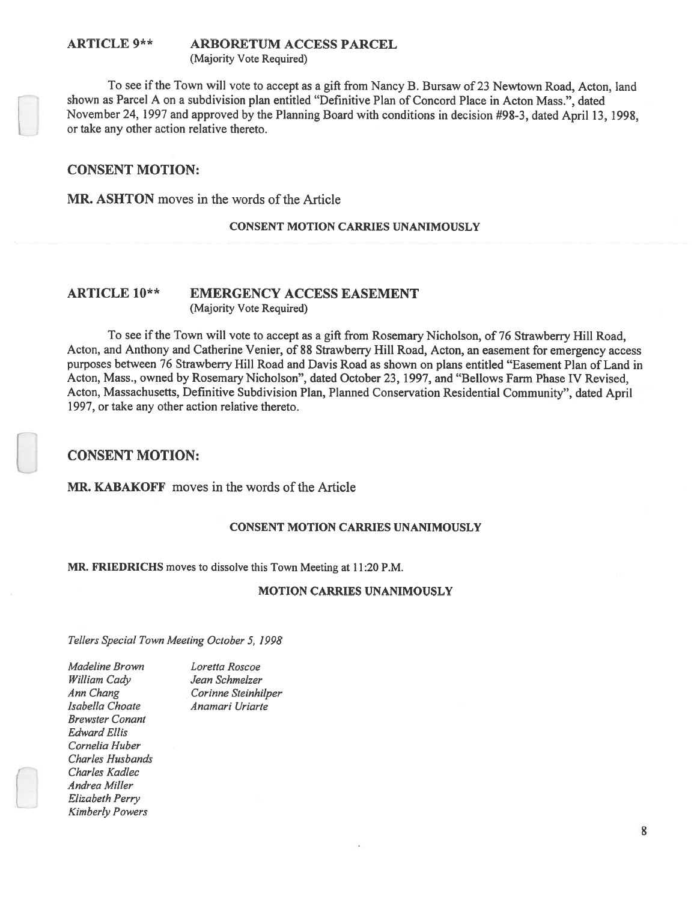## ARTICLE 9** ARBORETUM ACCESS PARCEL

(Majority Vote Required)

To see if the Town will vote to accept as a gift from Nancy B. Bursaw of 23 Newtown Road, Acton, land shown as Parcel A on a subdivision plan entitled "Definitive Plan of Concord Place in Acton Mass.", dated November 24, 1997 and approved by the Planning Board with conditions in decision #98-3, dated April 13, 1998, or take any other action relative thereto.

### CONSENT MOTION:

**MR. ASHTON** moves in the words of the Article

**CONSENT MOTION CARRIES UNANIMOUSLY**

## ARTICLE 10** EMERGENCY ACCESS EASEMENT

(Majority Vote Required)

To see if the Town will vote to accept as a gift from Rosemary Nicholson, of 76 Strawberry Hill Road, Acton, and Anthony and Catherine Venier, of 88 Strawberry Hill Road, Acton, an easement for emergency access purposes between 76 Strawberry Hill Road and Davis Road as shown on plans entitled "Easement Plan of Land in Acton, Mass., owned by Rosemary Nicholson", dated October 23, 1997, and "Bellows Farm Phase IV Revised, Acton, Massachusetts, Definitive Subdivision Plan, Planned Conservation Residential Community", dated April 1997, or take any other action relative thereto.

### CONSENT MOTION:

**MR. KABAKOFF** moves in the words of the Article

**CONSENT MOTION CARRIES UNANIMOUSLY**

**MR. FRIEDRICHS** moves to dissolve this Town Meeting at 11:20 P.M.

**MOTION CARRIES UNANIMOUSLY**

*Tellers Special Town Meeting October 5, 1998*

*Madeline Brown*
*William Cady*
*Ann Chang*
*Isabella Choate*
*Brewster Conant*
*Edward Ellis*
*Cornelia Huber*
*Charles Husbands*
*Charles Kadlec*
*Andrea Miller*
*Elizabeth Perry*
*Kimberly Powers*
*Loretta Roscoe*
*Jean Schmelzer*
*Corinne Steinhilper*
*Anamari Uriarte*